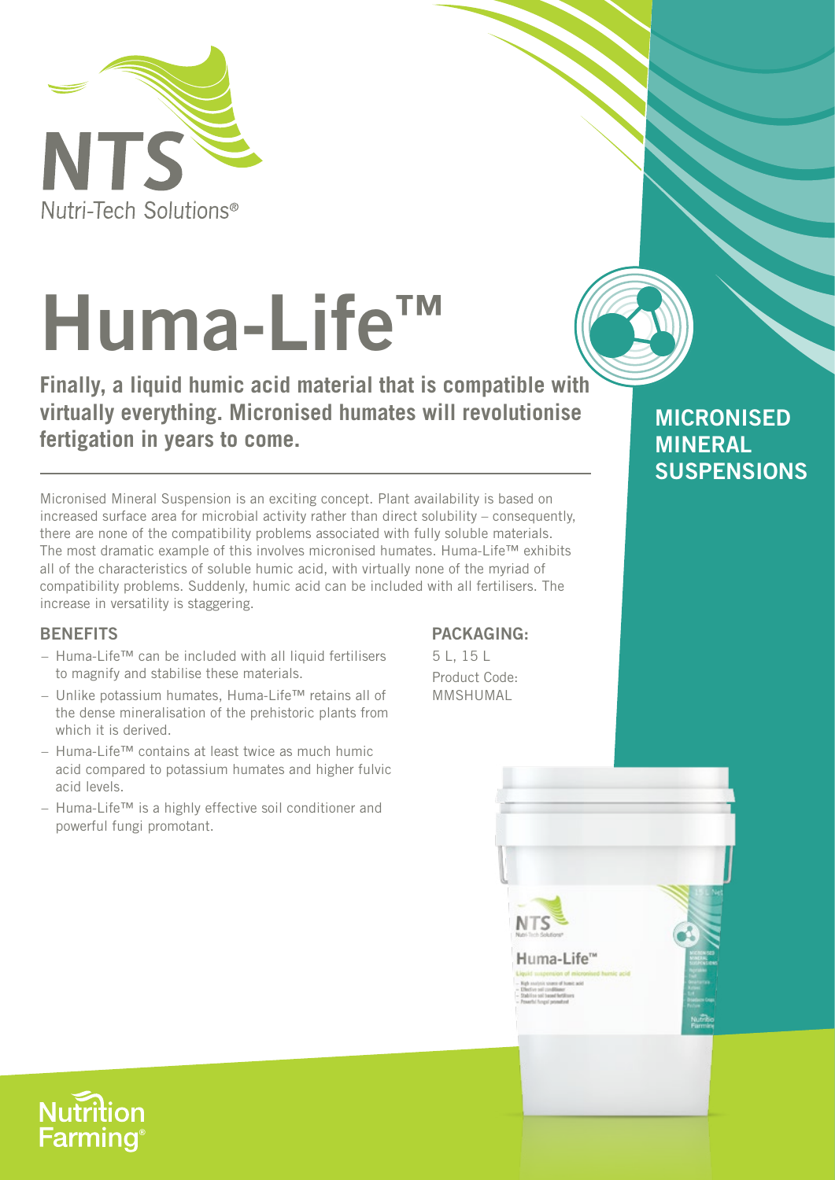NTS
Nutri-Tech Solutions®

# Huma-Life™

**Finally, a liquid humic acid material that is compatible with virtually everything. Micronised humates will revolutionise fertigation in years to come.**

## MICRONISED MINERAL SUSPENSIONS

Micronised Mineral Suspension is an exciting concept. Plant availability is based on increased surface area for microbial activity rather than direct solubility – consequently, there are none of the compatibility problems associated with fully soluble materials. The most dramatic example of this involves micronised humates. Huma-Life™ exhibits all of the characteristics of soluble humic acid, with virtually none of the myriad of compatibility problems. Suddenly, humic acid can be included with all fertilisers. The increase in versatility is staggering.

### BENEFITS

- Huma-Life™ can be included with all liquid fertilisers to magnify and stabilise these materials.
- Unlike potassium humates, Huma-Life™ retains all of the dense mineralisation of the prehistoric plants from which it is derived.
- Huma-Life™ contains at least twice as much humic acid compared to potassium humates and higher fulvic acid levels.
- Huma-Life™ is a highly effective soil conditioner and powerful fungi promotant.

### PACKAGING:

5 L, 15 L

Product Code: MMSHUMAL

Nutrition Farming®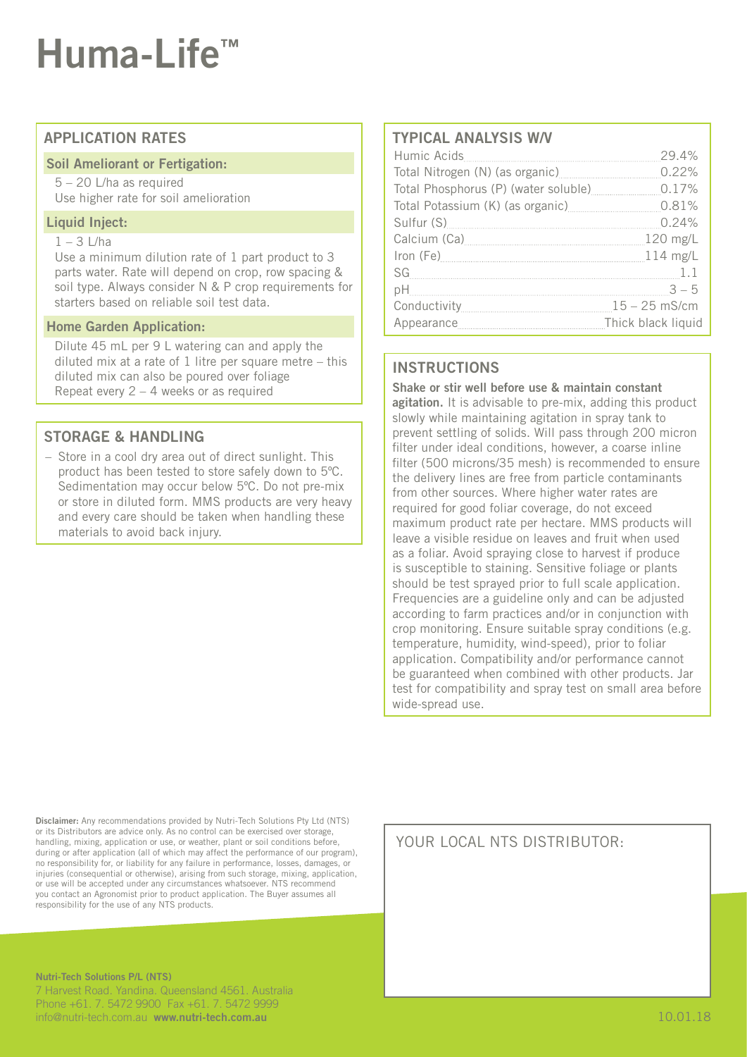# Huma-Life™

## APPLICATION RATES

**Soil Ameliorant or Fertigation:**

5 – 20 L/ha as required
Use higher rate for soil amelioration

**Liquid Inject:**

1 – 3 L/ha
Use a minimum dilution rate of 1 part product to 3 parts water. Rate will depend on crop, row spacing & soil type. Always consider N & P crop requirements for starters based on reliable soil test data.

**Home Garden Application:**

Dilute 45 mL per 9 L watering can and apply the diluted mix at a rate of 1 litre per square metre – this diluted mix can also be poured over foliage
Repeat every 2 – 4 weeks or as required

## STORAGE & HANDLING

– Store in a cool dry area out of direct sunlight. This product has been tested to store safely down to 5ºC. Sedimentation may occur below 5ºC. Do not pre-mix or store in diluted form. MMS products are very heavy and every care should be taken when handling these materials to avoid back injury.

## TYPICAL ANALYSIS W/V

| | |
|---|---|
| Humic Acids | 29.4% |
| Total Nitrogen (N) (as organic) | 0.22% |
| Total Phosphorus (P) (water soluble) | 0.17% |
| Total Potassium (K) (as organic) | 0.81% |
| Sulfur (S) | 0.24% |
| Calcium (Ca) | 120 mg/L |
| Iron (Fe) | 114 mg/L |
| SG | 1.1 |
| pH | 3 – 5 |
| Conductivity | 15 – 25 mS/cm |
| Appearance | Thick black liquid |

## INSTRUCTIONS

**Shake or stir well before use & maintain constant agitation.** It is advisable to pre-mix, adding this product slowly while maintaining agitation in spray tank to prevent settling of solids. Will pass through 200 micron filter under ideal conditions, however, a coarse inline filter (500 microns/35 mesh) is recommended to ensure the delivery lines are free from particle contaminants from other sources. Where higher water rates are required for good foliar coverage, do not exceed maximum product rate per hectare. MMS products will leave a visible residue on leaves and fruit when used as a foliar. Avoid spraying close to harvest if produce is susceptible to staining. Sensitive foliage or plants should be test sprayed prior to full scale application. Frequencies are a guideline only and can be adjusted according to farm practices and/or in conjunction with crop monitoring. Ensure suitable spray conditions (e.g. temperature, humidity, wind-speed), prior to foliar application. Compatibility and/or performance cannot be guaranteed when combined with other products. Jar test for compatibility and spray test on small area before wide-spread use.

**Disclaimer:** Any recommendations provided by Nutri-Tech Solutions Pty Ltd (NTS) or its Distributors are advice only. As no control can be exercised over storage, handling, mixing, application or use, or weather, plant or soil conditions before, during or after application (all of which may affect the performance of our program), no responsibility for, or liability for any failure in performance, losses, damages, or injuries (consequential or otherwise), arising from such storage, mixing, application, or use will be accepted under any circumstances whatsoever. NTS recommend you contact an Agronomist prior to product application. The Buyer assumes all responsibility for the use of any NTS products.

YOUR LOCAL NTS DISTRIBUTOR:

**Nutri-Tech Solutions P/L (NTS)**
7 Harvest Road. Yandina. Queensland 4561. Australia
Phone +61. 7. 5472 9900 Fax +61. 7. 5472 9999
info@nutri-tech.com.au **www.nutri-tech.com.au**

10.01.18